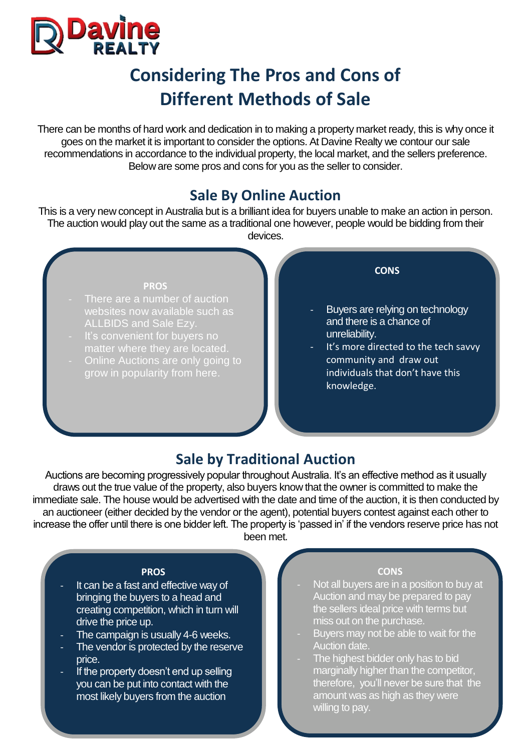**Davine REALTY**

# Considering The Pros and Cons of Different Methods of Sale

There can be months of hard work and dedication in to making a property market ready, this is why once it goes on the market it is important to consider the options. At Davine Realty we contour our sale recommendations in accordance to the individual property, the local market, and the sellers preference. Below are some pros and cons for you as the seller to consider.

## Sale By Online Auction

This is a very new concept in Australia but is a brilliant idea for buyers unable to make an action in person. The auction would play out the same as a traditional one however, people would be bidding from their devices.

**PROS**

- There are a number of auction websites now available such as ALLBIDS and Sale Ezy.
- It's convenient for buyers no matter where they are located.
- Online Auctions are only going to grow in popularity from here.

**CONS**

- Buyers are relying on technology and there is a chance of unreliability.
- It's more directed to the tech savvy community and draw out individuals that don't have this knowledge.

## Sale by Traditional Auction

Auctions are becoming progressively popular throughout Australia. It's an effective method as it usually draws out the true value of the property, also buyers know that the owner is committed to make the immediate sale. The house would be advertised with the date and time of the auction, it is then conducted by an auctioneer (either decided by the vendor or the agent), potential buyers contest against each other to increase the offer until there is one bidder left. The property is 'passed in' if the vendors reserve price has not been met.

**PROS**

- It can be a fast and effective way of bringing the buyers to a head and creating competition, which in turn will drive the price up.
- The campaign is usually 4-6 weeks.
- The vendor is protected by the reserve price.
- If the property doesn't end up selling you can be put into contact with the most likely buyers from the auction

**CONS**

- Not all buyers are in a position to buy at Auction and may be prepared to pay the sellers ideal price with terms but miss out on the purchase.
- Buyers may not be able to wait for the Auction date.
- The highest bidder only has to bid marginally higher than the competitor, therefore, you'll never be sure that the amount was as high as they were willing to pay.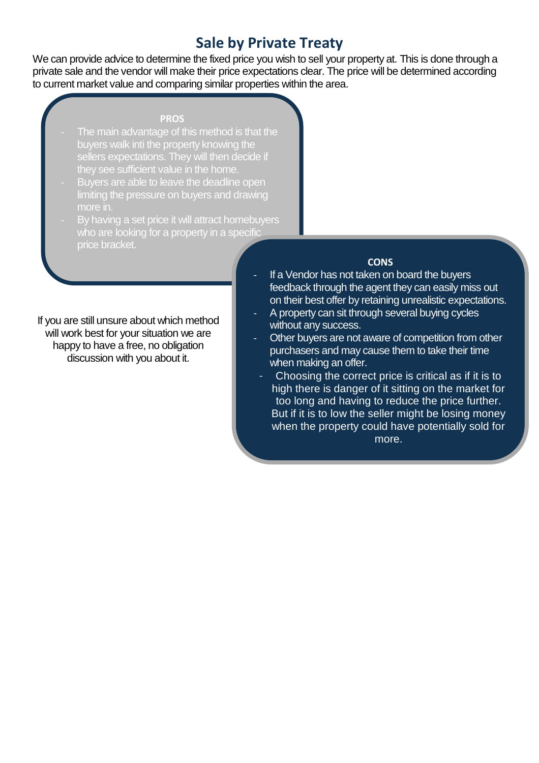## Sale by Private Treaty

We can provide advice to determine the fixed price you wish to sell your property at. This is done through a private sale and the vendor will make their price expectations clear. The price will be determined according to current market value and comparing similar properties within the area.

**PROS**

- The main advantage of this method is that the buyers walk inti the property knowing the sellers expectations. They will then decide if they see sufficient value in the home.
- Buyers are able to leave the deadline open limiting the pressure on buyers and drawing more in.
- By having a set price it will attract homebuyers who are looking for a property in a specific price bracket.

**CONS**

- If a Vendor has not taken on board the buyers feedback through the agent they can easily miss out on their best offer by retaining unrealistic expectations.
- A property can sit through several buying cycles without any success.
- Other buyers are not aware of competition from other purchasers and may cause them to take their time when making an offer.
- Choosing the correct price is critical as if it is to high there is danger of it sitting on the market for too long and having to reduce the price further. But if it is to low the seller might be losing money when the property could have potentially sold for more.

If you are still unsure about which method will work best for your situation we are happy to have a free, no obligation discussion with you about it.